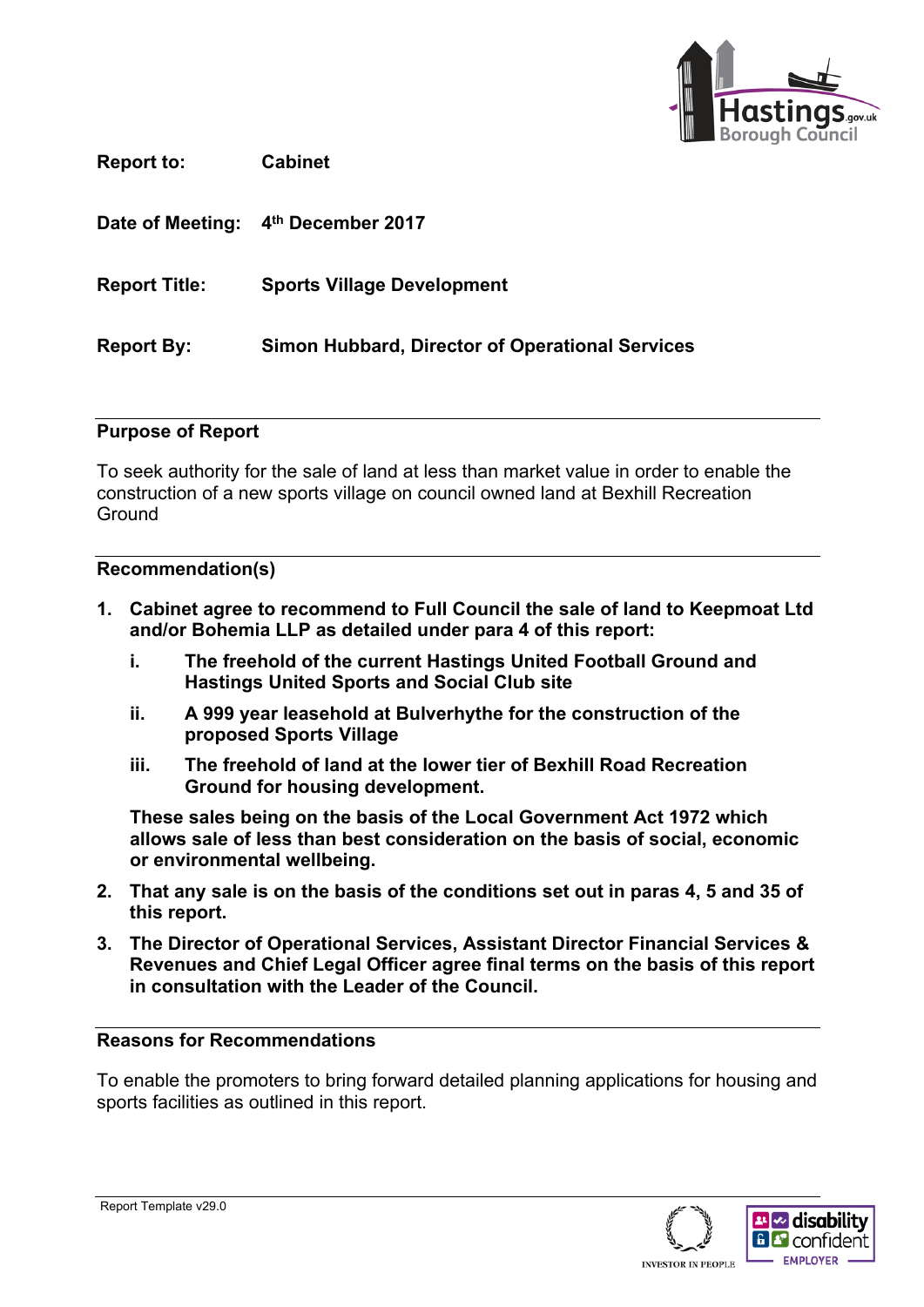**Report to:** Cabinet

**Date of Meeting:** 4th December 2017

**Report Title:** Sports Village Development

**Report By:** Simon Hubbard, Director of Operational Services

## Purpose of Report

To seek authority for the sale of land at less than market value in order to enable the construction of a new sports village on council owned land at Bexhill Recreation Ground

## Recommendation(s)

1. **Cabinet agree to recommend to Full Council the sale of land to Keepmoat Ltd and/or Bohemia LLP as detailed under para 4 of this report:**
   - i. **The freehold of the current Hastings United Football Ground and Hastings United Sports and Social Club site**
   - ii. **A 999 year leasehold at Bulverhythe for the construction of the proposed Sports Village**
   - iii. **The freehold of land at the lower tier of Bexhill Road Recreation Ground for housing development.**

   **These sales being on the basis of the Local Government Act 1972 which allows sale of less than best consideration on the basis of social, economic or environmental wellbeing.**

2. **That any sale is on the basis of the conditions set out in paras 4, 5 and 35 of this report.**

3. **The Director of Operational Services, Assistant Director Financial Services & Revenues and Chief Legal Officer agree final terms on the basis of this report in consultation with the Leader of the Council.**

## Reasons for Recommendations

To enable the promoters to bring forward detailed planning applications for housing and sports facilities as outlined in this report.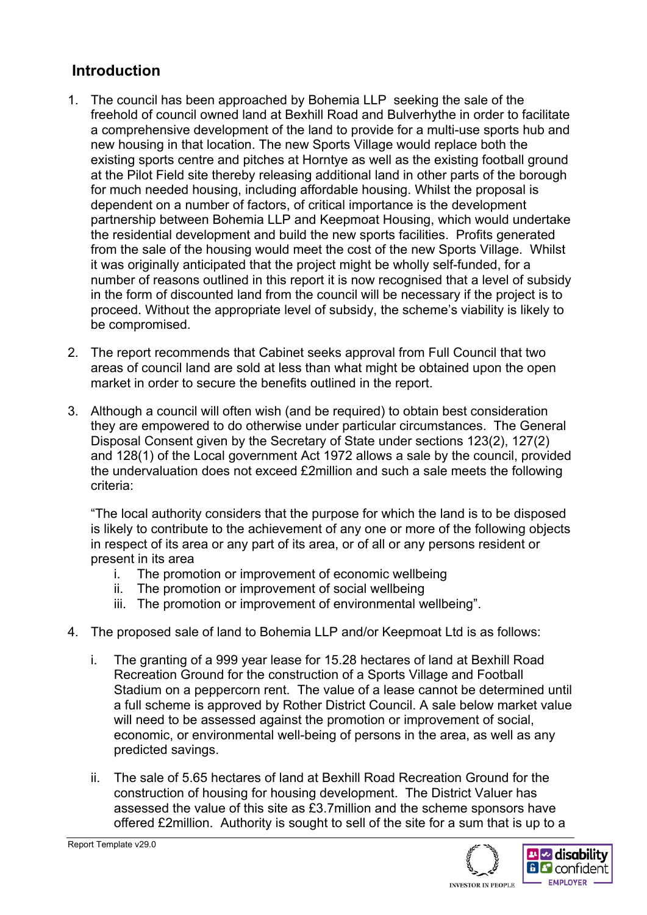## Introduction

1. The council has been approached by Bohemia LLP seeking the sale of the freehold of council owned land at Bexhill Road and Bulverhythe in order to facilitate a comprehensive development of the land to provide for a multi-use sports hub and new housing in that location. The new Sports Village would replace both the existing sports centre and pitches at Horntye as well as the existing football ground at the Pilot Field site thereby releasing additional land in other parts of the borough for much needed housing, including affordable housing. Whilst the proposal is dependent on a number of factors, of critical importance is the development partnership between Bohemia LLP and Keepmoat Housing, which would undertake the residential development and build the new sports facilities. Profits generated from the sale of the housing would meet the cost of the new Sports Village. Whilst it was originally anticipated that the project might be wholly self-funded, for a number of reasons outlined in this report it is now recognised that a level of subsidy in the form of discounted land from the council will be necessary if the project is to proceed. Without the appropriate level of subsidy, the scheme's viability is likely to be compromised.

2. The report recommends that Cabinet seeks approval from Full Council that two areas of council land are sold at less than what might be obtained upon the open market in order to secure the benefits outlined in the report.

3. Although a council will often wish (and be required) to obtain best consideration they are empowered to do otherwise under particular circumstances. The General Disposal Consent given by the Secretary of State under sections 123(2), 127(2) and 128(1) of the Local government Act 1972 allows a sale by the council, provided the undervaluation does not exceed £2million and such a sale meets the following criteria:

   "The local authority considers that the purpose for which the land is to be disposed is likely to contribute to the achievement of any one or more of the following objects in respect of its area or any part of its area, or of all or any persons resident or present in its area
   
   i. The promotion or improvement of economic wellbeing
   ii. The promotion or improvement of social wellbeing
   iii. The promotion or improvement of environmental wellbeing".

4. The proposed sale of land to Bohemia LLP and/or Keepmoat Ltd is as follows:

   i. The granting of a 999 year lease for 15.28 hectares of land at Bexhill Road Recreation Ground for the construction of a Sports Village and Football Stadium on a peppercorn rent. The value of a lease cannot be determined until a full scheme is approved by Rother District Council. A sale below market value will need to be assessed against the promotion or improvement of social, economic, or environmental well-being of persons in the area, as well as any predicted savings.

   ii. The sale of 5.65 hectares of land at Bexhill Road Recreation Ground for the construction of housing for housing development. The District Valuer has assessed the value of this site as £3.7million and the scheme sponsors have offered £2million. Authority is sought to sell of the site for a sum that is up to a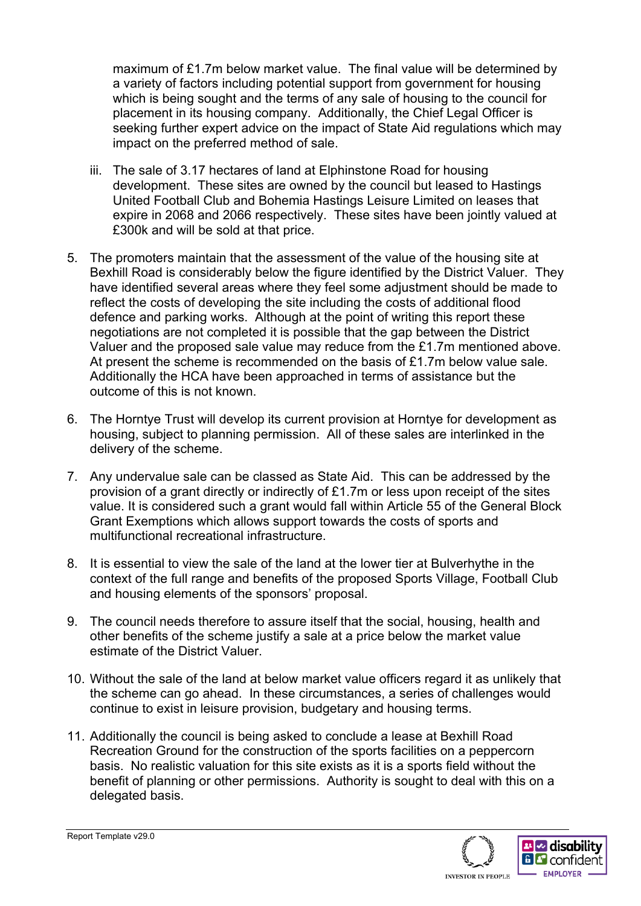maximum of £1.7m below market value. The final value will be determined by a variety of factors including potential support from government for housing which is being sought and the terms of any sale of housing to the council for placement in its housing company. Additionally, the Chief Legal Officer is seeking further expert advice on the impact of State Aid regulations which may impact on the preferred method of sale.

iii. The sale of 3.17 hectares of land at Elphinstone Road for housing development. These sites are owned by the council but leased to Hastings United Football Club and Bohemia Hastings Leisure Limited on leases that expire in 2068 and 2066 respectively. These sites have been jointly valued at £300k and will be sold at that price.

5. The promoters maintain that the assessment of the value of the housing site at Bexhill Road is considerably below the figure identified by the District Valuer. They have identified several areas where they feel some adjustment should be made to reflect the costs of developing the site including the costs of additional flood defence and parking works. Although at the point of writing this report these negotiations are not completed it is possible that the gap between the District Valuer and the proposed sale value may reduce from the £1.7m mentioned above. At present the scheme is recommended on the basis of £1.7m below value sale. Additionally the HCA have been approached in terms of assistance but the outcome of this is not known.

6. The Horntye Trust will develop its current provision at Horntye for development as housing, subject to planning permission. All of these sales are interlinked in the delivery of the scheme.

7. Any undervalue sale can be classed as State Aid. This can be addressed by the provision of a grant directly or indirectly of £1.7m or less upon receipt of the sites value. It is considered such a grant would fall within Article 55 of the General Block Grant Exemptions which allows support towards the costs of sports and multifunctional recreational infrastructure.

8. It is essential to view the sale of the land at the lower tier at Bulverhythe in the context of the full range and benefits of the proposed Sports Village, Football Club and housing elements of the sponsors' proposal.

9. The council needs therefore to assure itself that the social, housing, health and other benefits of the scheme justify a sale at a price below the market value estimate of the District Valuer.

10. Without the sale of the land at below market value officers regard it as unlikely that the scheme can go ahead. In these circumstances, a series of challenges would continue to exist in leisure provision, budgetary and housing terms.

11. Additionally the council is being asked to conclude a lease at Bexhill Road Recreation Ground for the construction of the sports facilities on a peppercorn basis. No realistic valuation for this site exists as it is a sports field without the benefit of planning or other permissions. Authority is sought to deal with this on a delegated basis.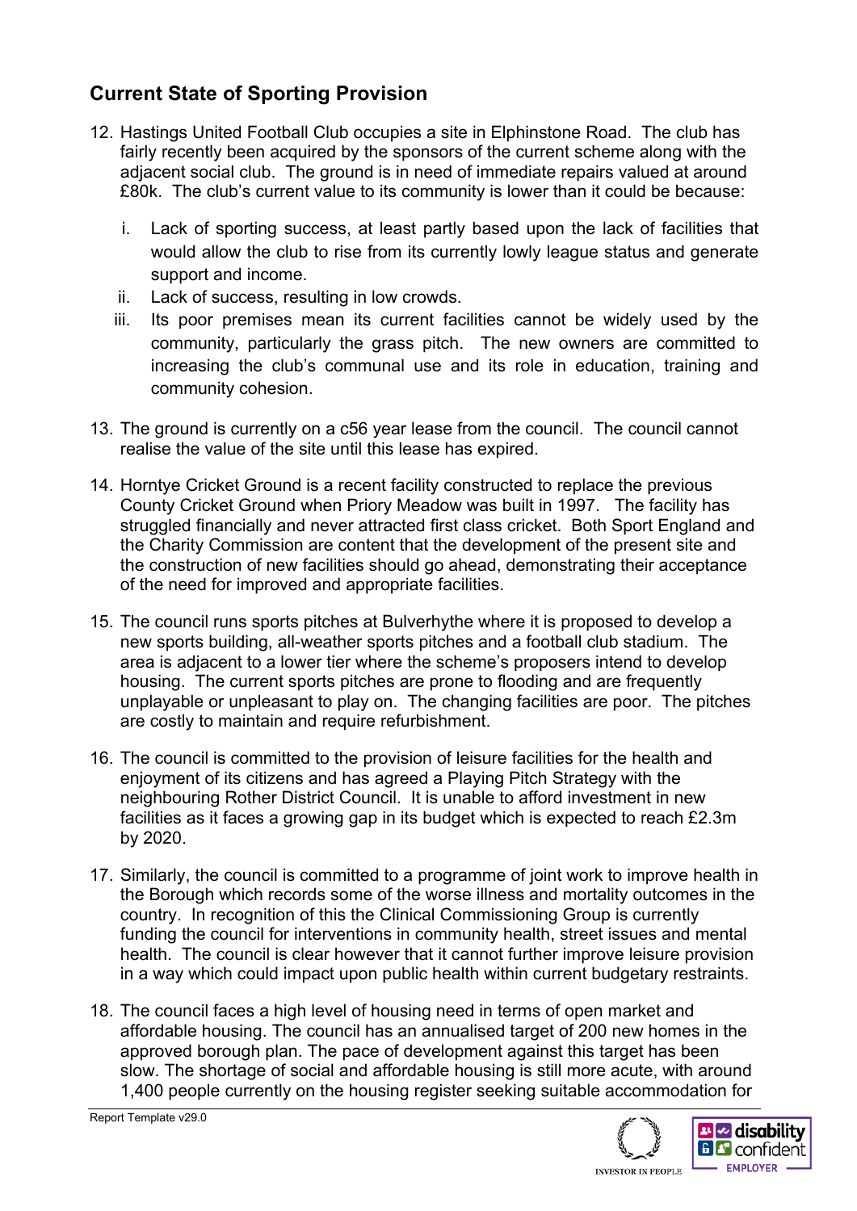## Current State of Sporting Provision

12. Hastings United Football Club occupies a site in Elphinstone Road. The club has fairly recently been acquired by the sponsors of the current scheme along with the adjacent social club. The ground is in need of immediate repairs valued at around £80k. The club's current value to its community is lower than it could be because:

    i. Lack of sporting success, at least partly based upon the lack of facilities that would allow the club to rise from its currently lowly league status and generate support and income.
    ii. Lack of success, resulting in low crowds.
    iii. Its poor premises mean its current facilities cannot be widely used by the community, particularly the grass pitch. The new owners are committed to increasing the club's communal use and its role in education, training and community cohesion.

13. The ground is currently on a c56 year lease from the council. The council cannot realise the value of the site until this lease has expired.

14. Horntye Cricket Ground is a recent facility constructed to replace the previous County Cricket Ground when Priory Meadow was built in 1997. The facility has struggled financially and never attracted first class cricket. Both Sport England and the Charity Commission are content that the development of the present site and the construction of new facilities should go ahead, demonstrating their acceptance of the need for improved and appropriate facilities.

15. The council runs sports pitches at Bulverhythe where it is proposed to develop a new sports building, all-weather sports pitches and a football club stadium. The area is adjacent to a lower tier where the scheme's proposers intend to develop housing. The current sports pitches are prone to flooding and are frequently unplayable or unpleasant to play on. The changing facilities are poor. The pitches are costly to maintain and require refurbishment.

16. The council is committed to the provision of leisure facilities for the health and enjoyment of its citizens and has agreed a Playing Pitch Strategy with the neighbouring Rother District Council. It is unable to afford investment in new facilities as it faces a growing gap in its budget which is expected to reach £2.3m by 2020.

17. Similarly, the council is committed to a programme of joint work to improve health in the Borough which records some of the worse illness and mortality outcomes in the country. In recognition of this the Clinical Commissioning Group is currently funding the council for interventions in community health, street issues and mental health. The council is clear however that it cannot further improve leisure provision in a way which could impact upon public health within current budgetary restraints.

18. The council faces a high level of housing need in terms of open market and affordable housing. The council has an annualised target of 200 new homes in the approved borough plan. The pace of development against this target has been slow. The shortage of social and affordable housing is still more acute, with around 1,400 people currently on the housing register seeking suitable accommodation for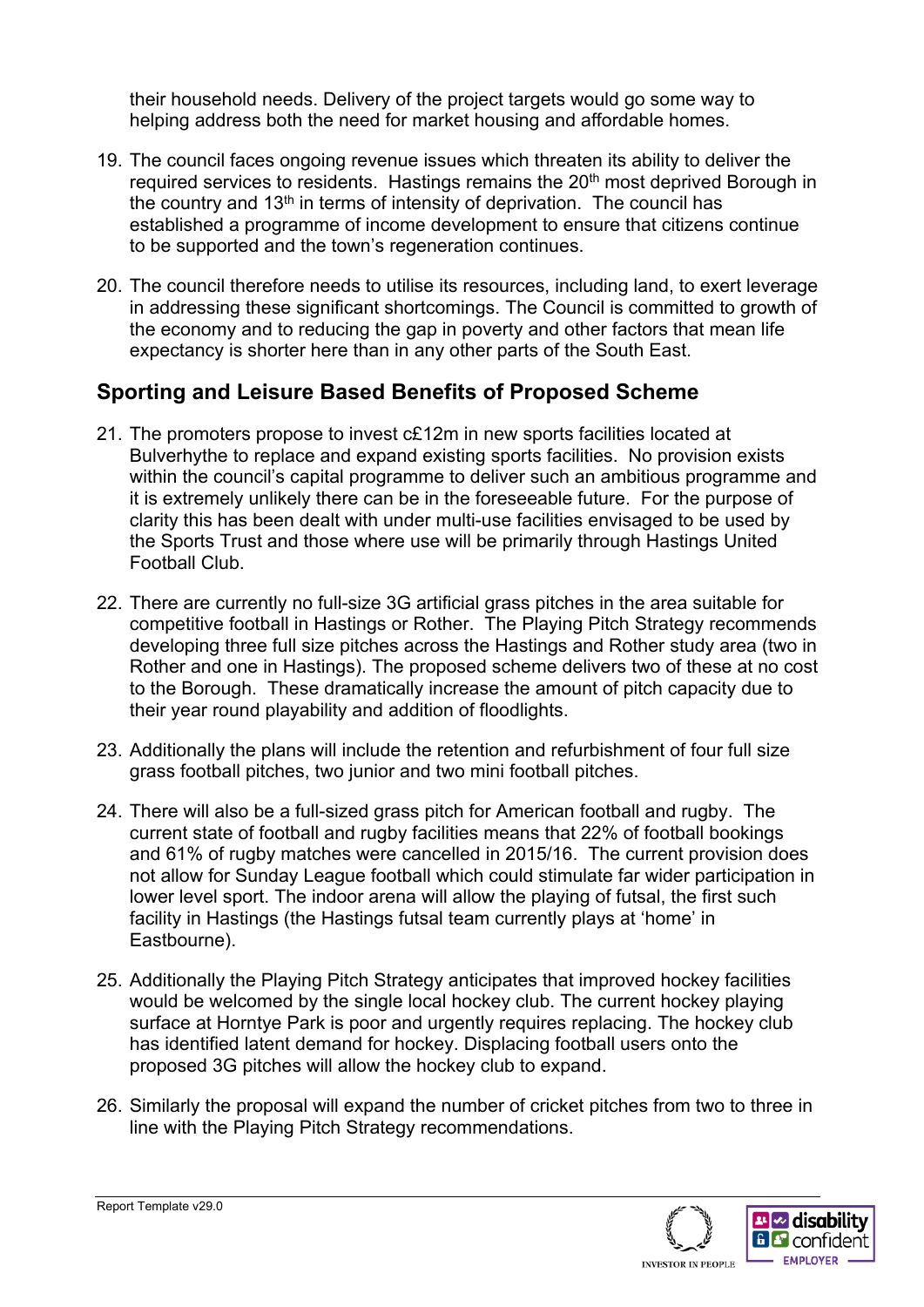their household needs. Delivery of the project targets would go some way to helping address both the need for market housing and affordable homes.

19. The council faces ongoing revenue issues which threaten its ability to deliver the required services to residents. Hastings remains the 20th most deprived Borough in the country and 13th in terms of intensity of deprivation. The council has established a programme of income development to ensure that citizens continue to be supported and the town's regeneration continues.

20. The council therefore needs to utilise its resources, including land, to exert leverage in addressing these significant shortcomings. The Council is committed to growth of the economy and to reducing the gap in poverty and other factors that mean life expectancy is shorter here than in any other parts of the South East.

## Sporting and Leisure Based Benefits of Proposed Scheme

21. The promoters propose to invest c£12m in new sports facilities located at Bulverhythe to replace and expand existing sports facilities. No provision exists within the council's capital programme to deliver such an ambitious programme and it is extremely unlikely there can be in the foreseeable future. For the purpose of clarity this has been dealt with under multi-use facilities envisaged to be used by the Sports Trust and those where use will be primarily through Hastings United Football Club.

22. There are currently no full-size 3G artificial grass pitches in the area suitable for competitive football in Hastings or Rother. The Playing Pitch Strategy recommends developing three full size pitches across the Hastings and Rother study area (two in Rother and one in Hastings). The proposed scheme delivers two of these at no cost to the Borough. These dramatically increase the amount of pitch capacity due to their year round playability and addition of floodlights.

23. Additionally the plans will include the retention and refurbishment of four full size grass football pitches, two junior and two mini football pitches.

24. There will also be a full-sized grass pitch for American football and rugby. The current state of football and rugby facilities means that 22% of football bookings and 61% of rugby matches were cancelled in 2015/16. The current provision does not allow for Sunday League football which could stimulate far wider participation in lower level sport. The indoor arena will allow the playing of futsal, the first such facility in Hastings (the Hastings futsal team currently plays at 'home' in Eastbourne).

25. Additionally the Playing Pitch Strategy anticipates that improved hockey facilities would be welcomed by the single local hockey club. The current hockey playing surface at Horntye Park is poor and urgently requires replacing. The hockey club has identified latent demand for hockey. Displacing football users onto the proposed 3G pitches will allow the hockey club to expand.

26. Similarly the proposal will expand the number of cricket pitches from two to three in line with the Playing Pitch Strategy recommendations.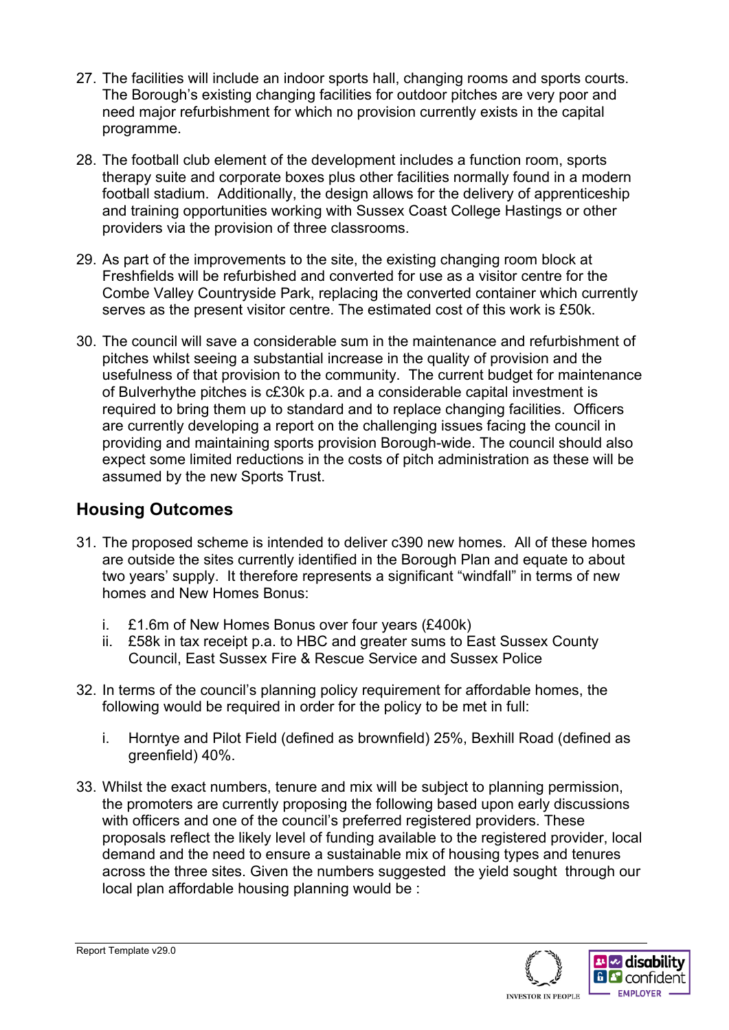27. The facilities will include an indoor sports hall, changing rooms and sports courts. The Borough's existing changing facilities for outdoor pitches are very poor and need major refurbishment for which no provision currently exists in the capital programme.

28. The football club element of the development includes a function room, sports therapy suite and corporate boxes plus other facilities normally found in a modern football stadium. Additionally, the design allows for the delivery of apprenticeship and training opportunities working with Sussex Coast College Hastings or other providers via the provision of three classrooms.

29. As part of the improvements to the site, the existing changing room block at Freshfields will be refurbished and converted for use as a visitor centre for the Combe Valley Countryside Park, replacing the converted container which currently serves as the present visitor centre. The estimated cost of this work is £50k.

30. The council will save a considerable sum in the maintenance and refurbishment of pitches whilst seeing a substantial increase in the quality of provision and the usefulness of that provision to the community. The current budget for maintenance of Bulverhythe pitches is c£30k p.a. and a considerable capital investment is required to bring them up to standard and to replace changing facilities. Officers are currently developing a report on the challenging issues facing the council in providing and maintaining sports provision Borough-wide. The council should also expect some limited reductions in the costs of pitch administration as these will be assumed by the new Sports Trust.

## Housing Outcomes

31. The proposed scheme is intended to deliver c390 new homes. All of these homes are outside the sites currently identified in the Borough Plan and equate to about two years' supply. It therefore represents a significant "windfall" in terms of new homes and New Homes Bonus:

    i. £1.6m of New Homes Bonus over four years (£400k)
    ii. £58k in tax receipt p.a. to HBC and greater sums to East Sussex County Council, East Sussex Fire & Rescue Service and Sussex Police

32. In terms of the council's planning policy requirement for affordable homes, the following would be required in order for the policy to be met in full:

    i. Horntye and Pilot Field (defined as brownfield) 25%, Bexhill Road (defined as greenfield) 40%.

33. Whilst the exact numbers, tenure and mix will be subject to planning permission, the promoters are currently proposing the following based upon early discussions with officers and one of the council's preferred registered providers. These proposals reflect the likely level of funding available to the registered provider, local demand and the need to ensure a sustainable mix of housing types and tenures across the three sites. Given the numbers suggested the yield sought through our local plan affordable housing planning would be :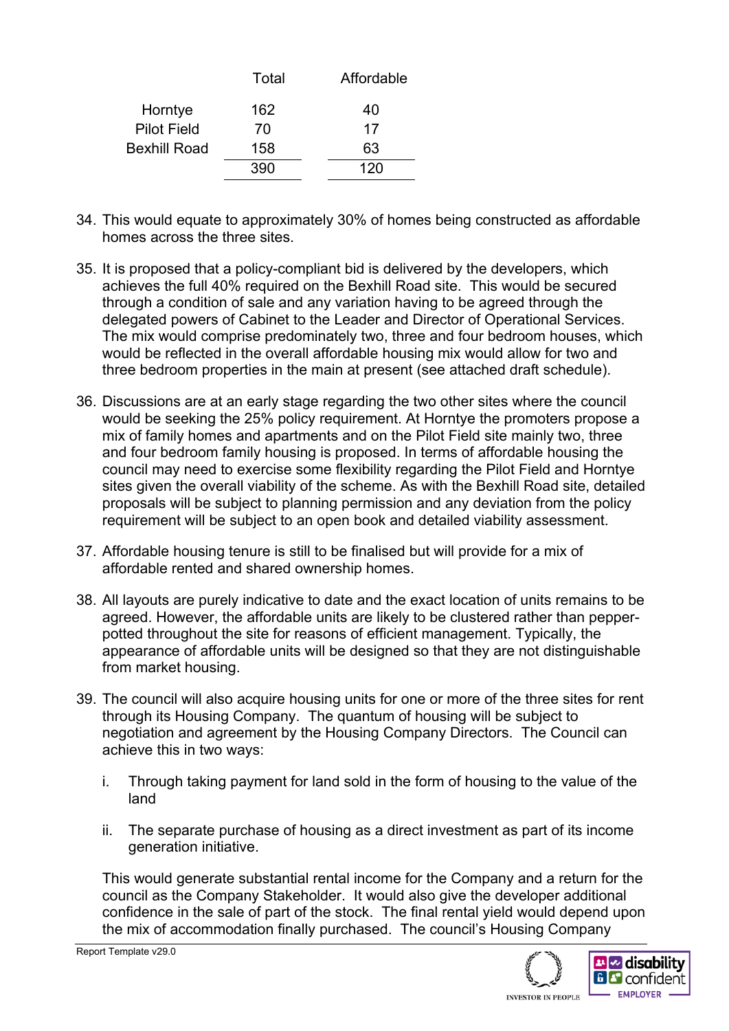| | Total | Affordable |
|---|---|---|
| Horntye | 162 | 40 |
| Pilot Field | 70 | 17 |
| Bexhill Road | 158 | 63 |
| | 390 | 120 |

34. This would equate to approximately 30% of homes being constructed as affordable homes across the three sites.

35. It is proposed that a policy-compliant bid is delivered by the developers, which achieves the full 40% required on the Bexhill Road site. This would be secured through a condition of sale and any variation having to be agreed through the delegated powers of Cabinet to the Leader and Director of Operational Services. The mix would comprise predominately two, three and four bedroom houses, which would be reflected in the overall affordable housing mix would allow for two and three bedroom properties in the main at present (see attached draft schedule).

36. Discussions are at an early stage regarding the two other sites where the council would be seeking the 25% policy requirement. At Horntye the promoters propose a mix of family homes and apartments and on the Pilot Field site mainly two, three and four bedroom family housing is proposed. In terms of affordable housing the council may need to exercise some flexibility regarding the Pilot Field and Horntye sites given the overall viability of the scheme. As with the Bexhill Road site, detailed proposals will be subject to planning permission and any deviation from the policy requirement will be subject to an open book and detailed viability assessment.

37. Affordable housing tenure is still to be finalised but will provide for a mix of affordable rented and shared ownership homes.

38. All layouts are purely indicative to date and the exact location of units remains to be agreed. However, the affordable units are likely to be clustered rather than pepper-potted throughout the site for reasons of efficient management. Typically, the appearance of affordable units will be designed so that they are not distinguishable from market housing.

39. The council will also acquire housing units for one or more of the three sites for rent through its Housing Company. The quantum of housing will be subject to negotiation and agreement by the Housing Company Directors. The Council can achieve this in two ways:

    i. Through taking payment for land sold in the form of housing to the value of the land

    ii. The separate purchase of housing as a direct investment as part of its income generation initiative.

    This would generate substantial rental income for the Company and a return for the council as the Company Stakeholder. It would also give the developer additional confidence in the sale of part of the stock. The final rental yield would depend upon the mix of accommodation finally purchased. The council's Housing Company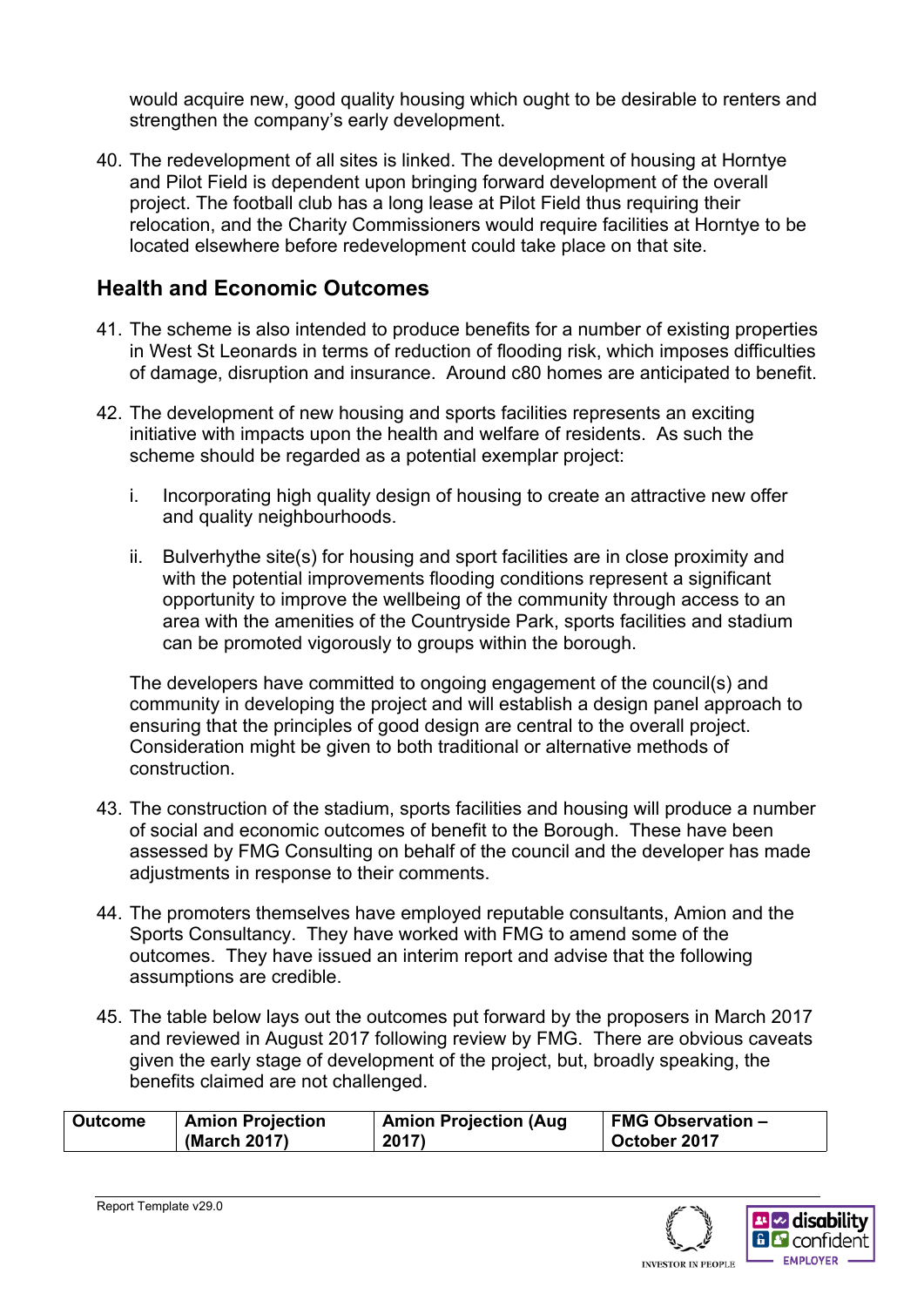would acquire new, good quality housing which ought to be desirable to renters and strengthen the company's early development.

40. The redevelopment of all sites is linked. The development of housing at Horntye and Pilot Field is dependent upon bringing forward development of the overall project. The football club has a long lease at Pilot Field thus requiring their relocation, and the Charity Commissioners would require facilities at Horntye to be located elsewhere before redevelopment could take place on that site.

## Health and Economic Outcomes

41. The scheme is also intended to produce benefits for a number of existing properties in West St Leonards in terms of reduction of flooding risk, which imposes difficulties of damage, disruption and insurance. Around c80 homes are anticipated to benefit.

42. The development of new housing and sports facilities represents an exciting initiative with impacts upon the health and welfare of residents. As such the scheme should be regarded as a potential exemplar project:

    i. Incorporating high quality design of housing to create an attractive new offer and quality neighbourhoods.

    ii. Bulverhythe site(s) for housing and sport facilities are in close proximity and with the potential improvements flooding conditions represent a significant opportunity to improve the wellbeing of the community through access to an area with the amenities of the Countryside Park, sports facilities and stadium can be promoted vigorously to groups within the borough.

    The developers have committed to ongoing engagement of the council(s) and community in developing the project and will establish a design panel approach to ensuring that the principles of good design are central to the overall project. Consideration might be given to both traditional or alternative methods of construction.

43. The construction of the stadium, sports facilities and housing will produce a number of social and economic outcomes of benefit to the Borough. These have been assessed by FMG Consulting on behalf of the council and the developer has made adjustments in response to their comments.

44. The promoters themselves have employed reputable consultants, Amion and the Sports Consultancy. They have worked with FMG to amend some of the outcomes. They have issued an interim report and advise that the following assumptions are credible.

45. The table below lays out the outcomes put forward by the proposers in March 2017 and reviewed in August 2017 following review by FMG. There are obvious caveats given the early stage of development of the project, but, broadly speaking, the benefits claimed are not challenged.

| Outcome | Amion Projection (March 2017) | Amion Projection (Aug 2017) | FMG Observation – October 2017 |
|---|---|---|---|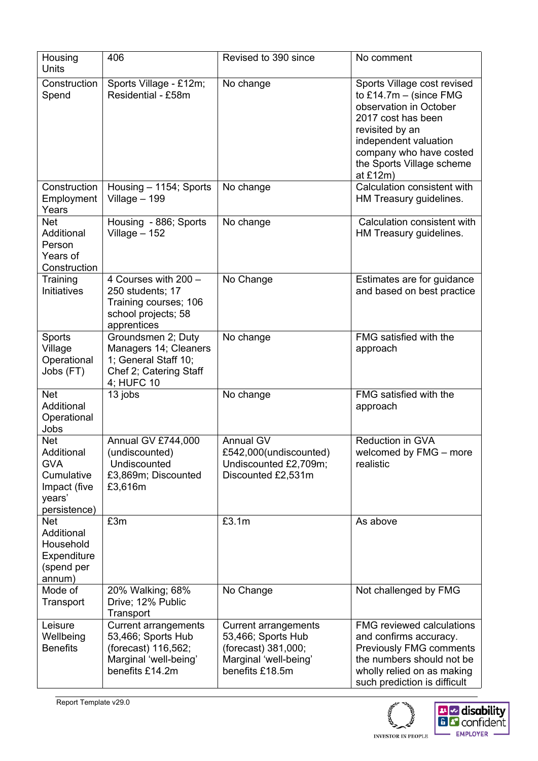| Housing Units | 406 | Revised to 390 since | No comment |
|---|---|---|---|
| Construction Spend | Sports Village - £12m; Residential - £58m | No change | Sports Village cost revised to £14.7m – (since FMG observation in October 2017 cost has been revisited by an independent valuation company who have costed the Sports Village scheme at £12m) |
| Construction Employment Years | Housing – 1154; Sports Village – 199 | No change | Calculation consistent with HM Treasury guidelines. |
| Net Additional Person Years of Construction | Housing - 886; Sports Village – 152 | No change | Calculation consistent with HM Treasury guidelines. |
| Training Initiatives | 4 Courses with 200 – 250 students; 17 Training courses; 106 school projects; 58 apprentices | No Change | Estimates are for guidance and based on best practice |
| Sports Village Operational Jobs (FT) | Groundsmen 2; Duty Managers 14; Cleaners 1; General Staff 10; Chef 2; Catering Staff 4; HUFC 10 | No change | FMG satisfied with the approach |
| Net Additional Operational Jobs | 13 jobs | No change | FMG satisfied with the approach |
| Net Additional GVA Cumulative Impact (five years' persistence) | Annual GV £744,000 (undiscounted) Undiscounted £3,869m; Discounted £3,616m | Annual GV £542,000(undiscounted) Undiscounted £2,709m; Discounted £2,531m | Reduction in GVA welcomed by FMG – more realistic |
| Net Additional Household Expenditure (spend per annum) | £3m | £3.1m | As above |
| Mode of Transport | 20% Walking; 68% Drive; 12% Public Transport | No Change | Not challenged by FMG |
| Leisure Wellbeing Benefits | Current arrangements 53,466; Sports Hub (forecast) 116,562; Marginal 'well-being' benefits £14.2m | Current arrangements 53,466; Sports Hub (forecast) 381,000; Marginal 'well-being' benefits £18.5m | FMG reviewed calculations and confirms accuracy. Previously FMG comments the numbers should not be wholly relied on as making such prediction is difficult |

Report Template v29.0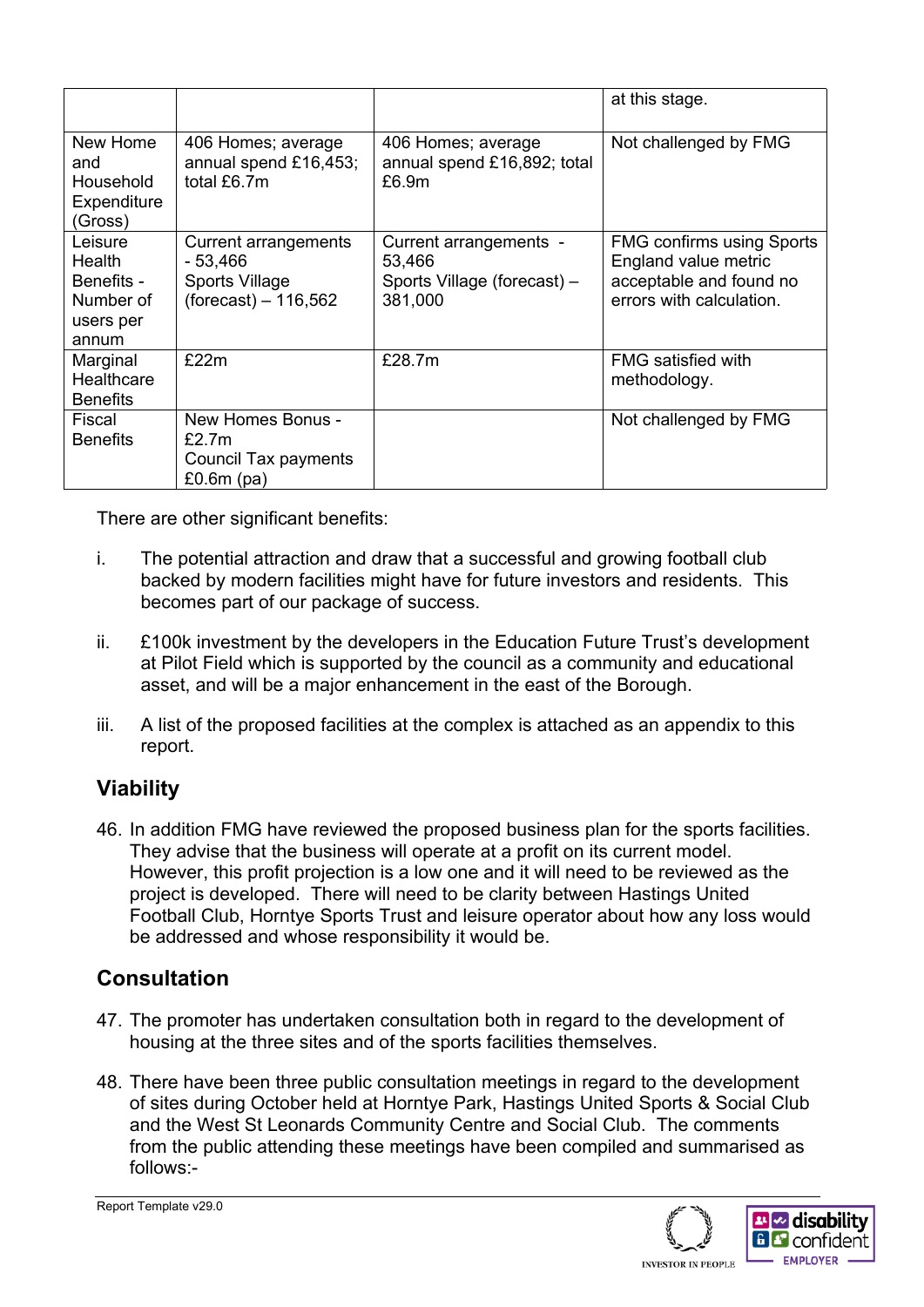| | | | at this stage. |
|---|---|---|---|
| New Home and Household Expenditure (Gross) | 406 Homes; average annual spend £16,453; total £6.7m | 406 Homes; average annual spend £16,892; total £6.9m | Not challenged by FMG |
| Leisure Health Benefits - Number of users per annum | Current arrangements - 53,466 Sports Village (forecast) – 116,562 | Current arrangements - 53,466 Sports Village (forecast) – 381,000 | FMG confirms using Sports England value metric acceptable and found no errors with calculation. |
| Marginal Healthcare Benefits | £22m | £28.7m | FMG satisfied with methodology. |
| Fiscal Benefits | New Homes Bonus - £2.7m Council Tax payments £0.6m (pa) | | Not challenged by FMG |

There are other significant benefits:

i. The potential attraction and draw that a successful and growing football club backed by modern facilities might have for future investors and residents. This becomes part of our package of success.

ii. £100k investment by the developers in the Education Future Trust's development at Pilot Field which is supported by the council as a community and educational asset, and will be a major enhancement in the east of the Borough.

iii. A list of the proposed facilities at the complex is attached as an appendix to this report.

## Viability

46. In addition FMG have reviewed the proposed business plan for the sports facilities. They advise that the business will operate at a profit on its current model. However, this profit projection is a low one and it will need to be reviewed as the project is developed. There will need to be clarity between Hastings United Football Club, Horntye Sports Trust and leisure operator about how any loss would be addressed and whose responsibility it would be.

## Consultation

47. The promoter has undertaken consultation both in regard to the development of housing at the three sites and of the sports facilities themselves.

48. There have been three public consultation meetings in regard to the development of sites during October held at Horntye Park, Hastings United Sports & Social Club and the West St Leonards Community Centre and Social Club. The comments from the public attending these meetings have been compiled and summarised as follows:-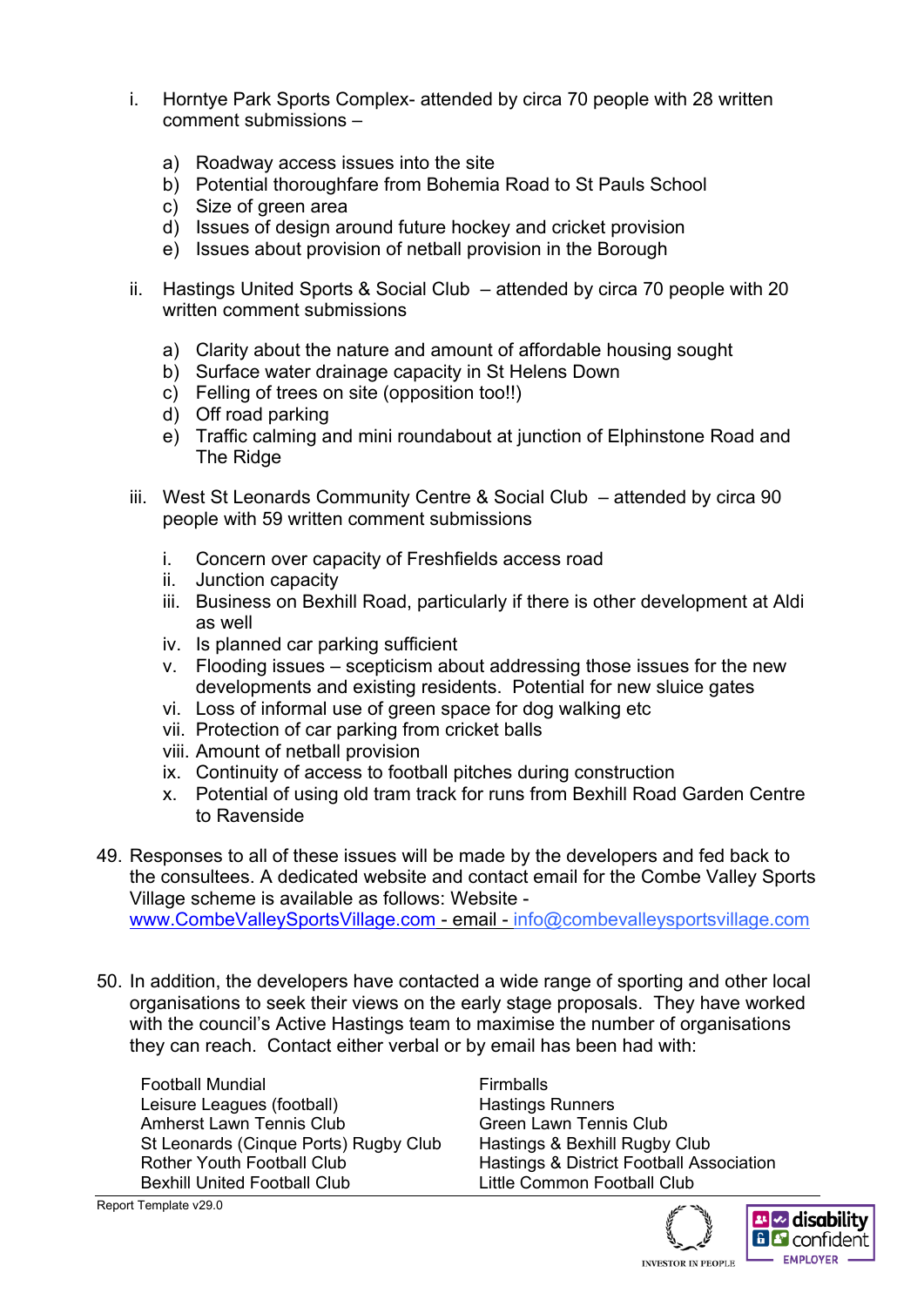i. Horntye Park Sports Complex- attended by circa 70 people with 28 written comment submissions –

   a) Roadway access issues into the site
   b) Potential thoroughfare from Bohemia Road to St Pauls School
   c) Size of green area
   d) Issues of design around future hockey and cricket provision
   e) Issues about provision of netball provision in the Borough

ii. Hastings United Sports & Social Club – attended by circa 70 people with 20 written comment submissions

   a) Clarity about the nature and amount of affordable housing sought
   b) Surface water drainage capacity in St Helens Down
   c) Felling of trees on site (opposition too!!)
   d) Off road parking
   e) Traffic calming and mini roundabout at junction of Elphinstone Road and The Ridge

iii. West St Leonards Community Centre & Social Club – attended by circa 90 people with 59 written comment submissions

   i. Concern over capacity of Freshfields access road
   ii. Junction capacity
   iii. Business on Bexhill Road, particularly if there is other development at Aldi as well
   iv. Is planned car parking sufficient
   v. Flooding issues – scepticism about addressing those issues for the new developments and existing residents. Potential for new sluice gates
   vi. Loss of informal use of green space for dog walking etc
   vii. Protection of car parking from cricket balls
   viii. Amount of netball provision
   ix. Continuity of access to football pitches during construction
   x. Potential of using old tram track for runs from Bexhill Road Garden Centre to Ravenside

49. Responses to all of these issues will be made by the developers and fed back to the consultees. A dedicated website and contact email for the Combe Valley Sports Village scheme is available as follows: Website - www.CombeValleySportsVillage.com - email - info@combevalleysportsvillage.com

50. In addition, the developers have contacted a wide range of sporting and other local organisations to seek their views on the early stage proposals. They have worked with the council's Active Hastings team to maximise the number of organisations they can reach. Contact either verbal or by email has been had with:

| | |
|---|---|
| Football Mundial | Firmballs |
| Leisure Leagues (football) | Hastings Runners |
| Amherst Lawn Tennis Club | Green Lawn Tennis Club |
| St Leonards (Cinque Ports) Rugby Club | Hastings & Bexhill Rugby Club |
| Rother Youth Football Club | Hastings & District Football Association |
| Bexhill United Football Club | Little Common Football Club |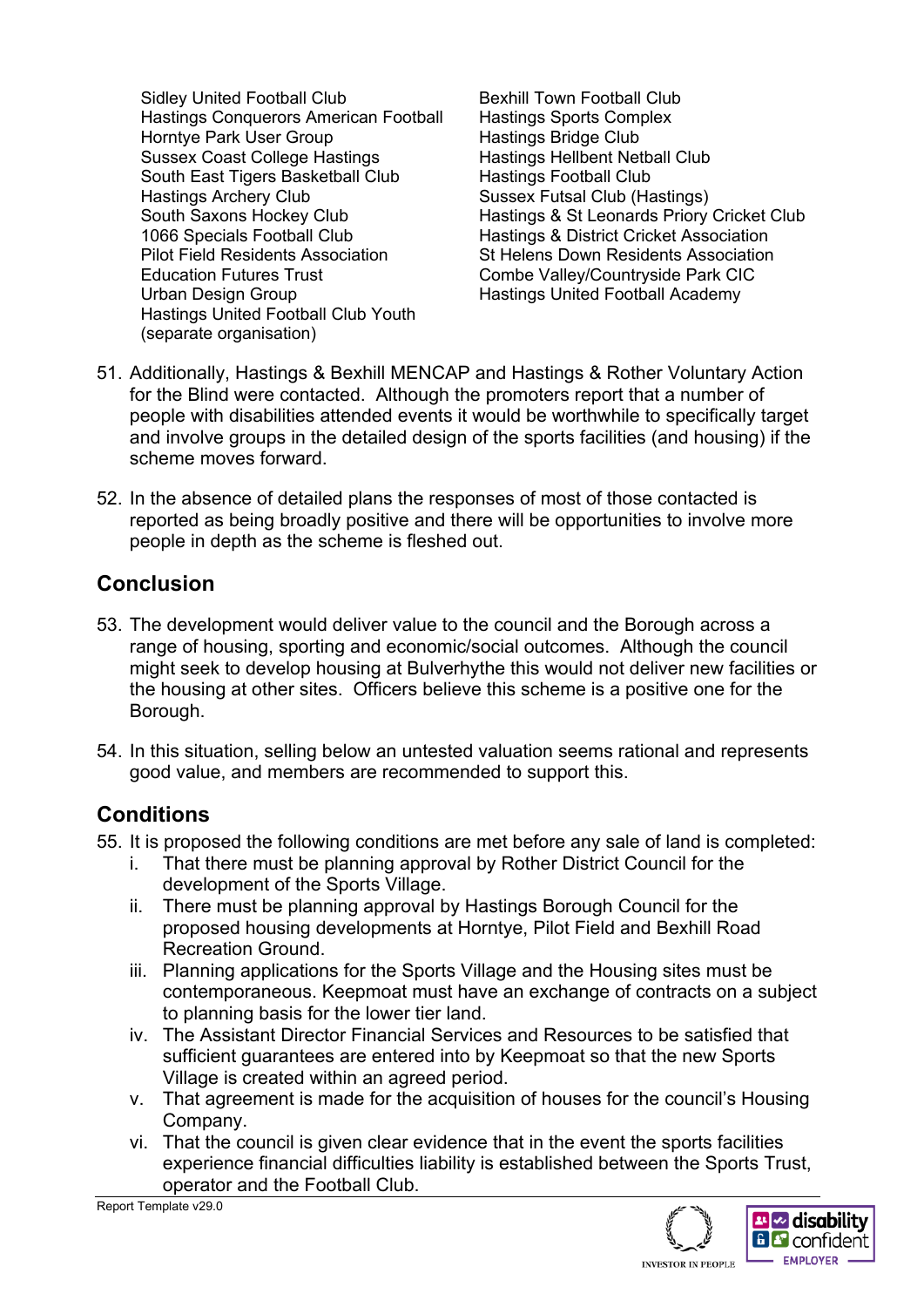- Sidley United Football Club
- Hastings Conquerors American Football
- Horntye Park User Group
- Sussex Coast College Hastings
- South East Tigers Basketball Club
- Hastings Archery Club
- South Saxons Hockey Club
- 1066 Specials Football Club
- Pilot Field Residents Association
- Education Futures Trust
- Urban Design Group
- Hastings United Football Club Youth (separate organisation)
- Bexhill Town Football Club
- Hastings Sports Complex
- Hastings Bridge Club
- Hastings Hellbent Netball Club
- Hastings Football Club
- Sussex Futsal Club (Hastings)
- Hastings & St Leonards Priory Cricket Club
- Hastings & District Cricket Association
- St Helens Down Residents Association
- Combe Valley/Countryside Park CIC
- Hastings United Football Academy

51. Additionally, Hastings & Bexhill MENCAP and Hastings & Rother Voluntary Action for the Blind were contacted. Although the promoters report that a number of people with disabilities attended events it would be worthwhile to specifically target and involve groups in the detailed design of the sports facilities (and housing) if the scheme moves forward.

52. In the absence of detailed plans the responses of most of those contacted is reported as being broadly positive and there will be opportunities to involve more people in depth as the scheme is fleshed out.

## Conclusion

53. The development would deliver value to the council and the Borough across a range of housing, sporting and economic/social outcomes. Although the council might seek to develop housing at Bulverhythe this would not deliver new facilities or the housing at other sites. Officers believe this scheme is a positive one for the Borough.

54. In this situation, selling below an untested valuation seems rational and represents good value, and members are recommended to support this.

## Conditions

55. It is proposed the following conditions are met before any sale of land is completed:
    i. That there must be planning approval by Rother District Council for the development of the Sports Village.
    ii. There must be planning approval by Hastings Borough Council for the proposed housing developments at Horntye, Pilot Field and Bexhill Road Recreation Ground.
    iii. Planning applications for the Sports Village and the Housing sites must be contemporaneous. Keepmoat must have an exchange of contracts on a subject to planning basis for the lower tier land.
    iv. The Assistant Director Financial Services and Resources to be satisfied that sufficient guarantees are entered into by Keepmoat so that the new Sports Village is created within an agreed period.
    v. That agreement is made for the acquisition of houses for the council's Housing Company.
    vi. That the council is given clear evidence that in the event the sports facilities experience financial difficulties liability is established between the Sports Trust, operator and the Football Club.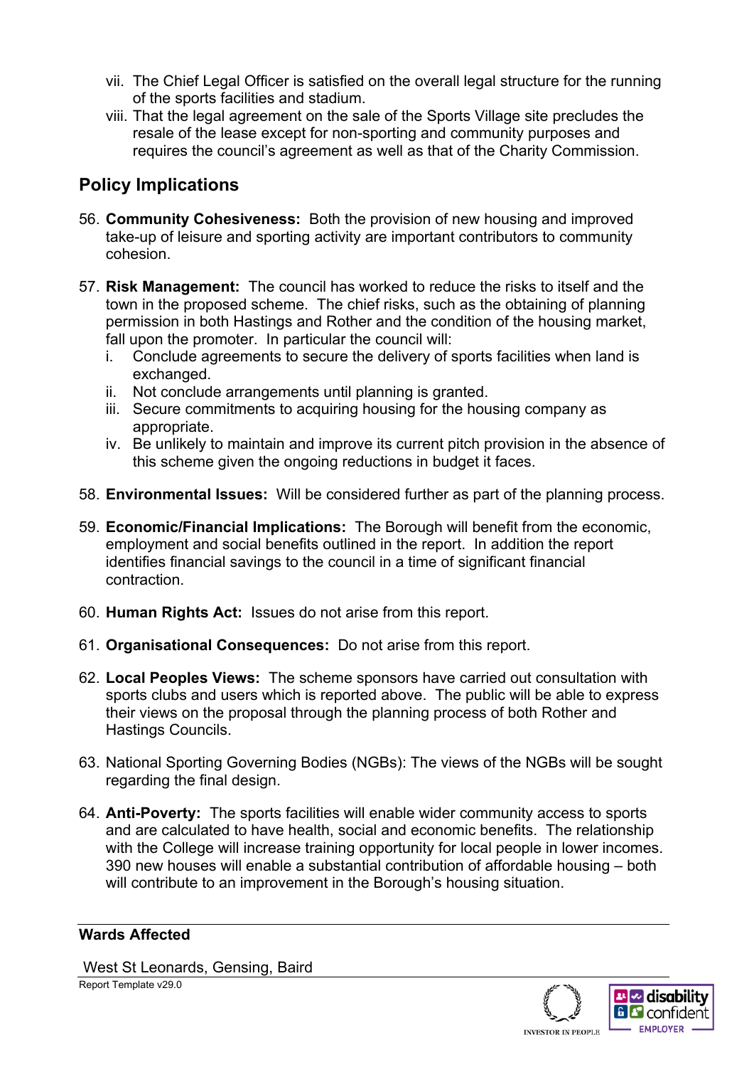vii. The Chief Legal Officer is satisfied on the overall legal structure for the running of the sports facilities and stadium.

viii. That the legal agreement on the sale of the Sports Village site precludes the resale of the lease except for non-sporting and community purposes and requires the council's agreement as well as that of the Charity Commission.

## Policy Implications

56. **Community Cohesiveness:** Both the provision of new housing and improved take-up of leisure and sporting activity are important contributors to community cohesion.

57. **Risk Management:** The council has worked to reduce the risks to itself and the town in the proposed scheme. The chief risks, such as the obtaining of planning permission in both Hastings and Rother and the condition of the housing market, fall upon the promoter. In particular the council will:
    i. Conclude agreements to secure the delivery of sports facilities when land is exchanged.
    ii. Not conclude arrangements until planning is granted.
    iii. Secure commitments to acquiring housing for the housing company as appropriate.
    iv. Be unlikely to maintain and improve its current pitch provision in the absence of this scheme given the ongoing reductions in budget it faces.

58. **Environmental Issues:** Will be considered further as part of the planning process.

59. **Economic/Financial Implications:** The Borough will benefit from the economic, employment and social benefits outlined in the report. In addition the report identifies financial savings to the council in a time of significant financial contraction.

60. **Human Rights Act:** Issues do not arise from this report.

61. **Organisational Consequences:** Do not arise from this report.

62. **Local Peoples Views:** The scheme sponsors have carried out consultation with sports clubs and users which is reported above. The public will be able to express their views on the proposal through the planning process of both Rother and Hastings Councils.

63. National Sporting Governing Bodies (NGBs): The views of the NGBs will be sought regarding the final design.

64. **Anti-Poverty:** The sports facilities will enable wider community access to sports and are calculated to have health, social and economic benefits. The relationship with the College will increase training opportunity for local people in lower incomes. 390 new houses will enable a substantial contribution of affordable housing – both will contribute to an improvement in the Borough's housing situation.

---

**Wards Affected**

West St Leonards, Gensing, Baird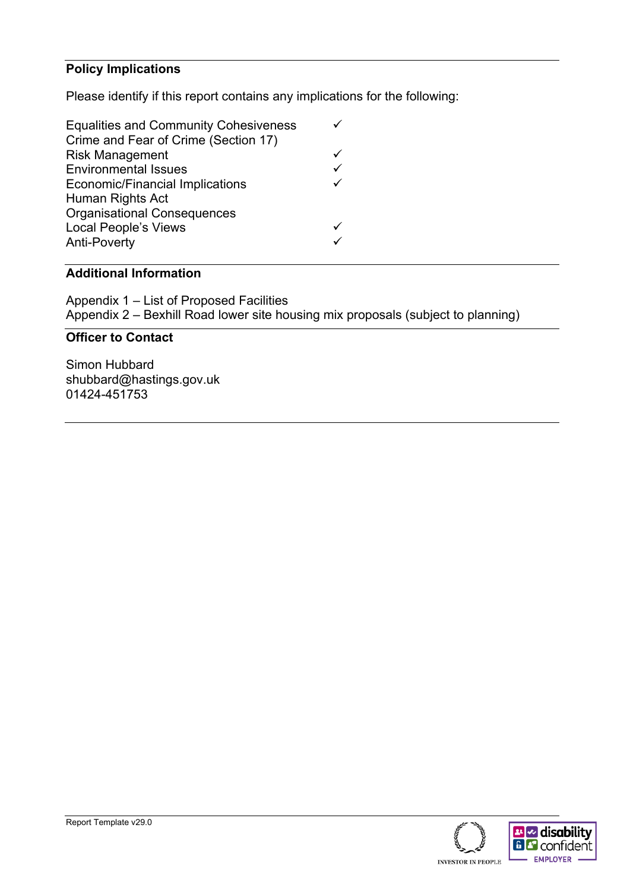## Policy Implications

Please identify if this report contains any implications for the following:

| | |
|---|---|
| Equalities and Community Cohesiveness | ✓ |
| Crime and Fear of Crime (Section 17) | |
| Risk Management | ✓ |
| Environmental Issues | ✓ |
| Economic/Financial Implications | ✓ |
| Human Rights Act | |
| Organisational Consequences | |
| Local People's Views | ✓ |
| Anti-Poverty | ✓ |

## Additional Information

Appendix 1 – List of Proposed Facilities
Appendix 2 – Bexhill Road lower site housing mix proposals (subject to planning)

## Officer to Contact

Simon Hubbard
shubbard@hastings.gov.uk
01424-451753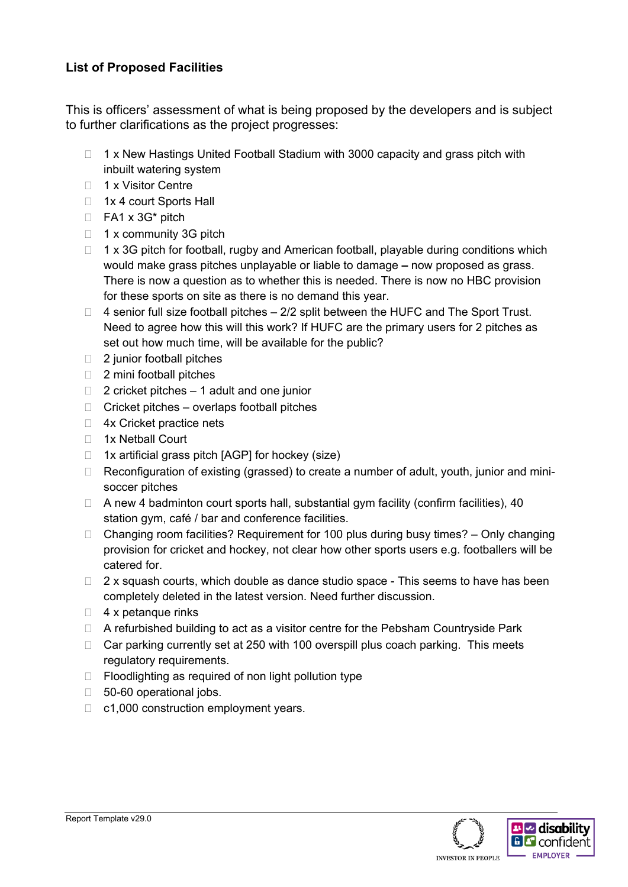**List of Proposed Facilities**

This is officers' assessment of what is being proposed by the developers and is subject to further clarifications as the project progresses:

- 1 x New Hastings United Football Stadium with 3000 capacity and grass pitch with inbuilt watering system
- 1 x Visitor Centre
- 1x 4 court Sports Hall
- FA1 x 3G* pitch
- 1 x community 3G pitch
- 1 x 3G pitch for football, rugby and American football, playable during conditions which would make grass pitches unplayable or liable to damage **–** now proposed as grass. There is now a question as to whether this is needed. There is now no HBC provision for these sports on site as there is no demand this year.
- 4 senior full size football pitches – 2/2 split between the HUFC and The Sport Trust. Need to agree how this will this work? If HUFC are the primary users for 2 pitches as set out how much time, will be available for the public?
- 2 junior football pitches
- 2 mini football pitches
- 2 cricket pitches – 1 adult and one junior
- Cricket pitches – overlaps football pitches
- 4x Cricket practice nets
- 1x Netball Court
- 1x artificial grass pitch [AGP] for hockey (size)
- Reconfiguration of existing (grassed) to create a number of adult, youth, junior and mini-soccer pitches
- A new 4 badminton court sports hall, substantial gym facility (confirm facilities), 40 station gym, café / bar and conference facilities.
- Changing room facilities? Requirement for 100 plus during busy times? – Only changing provision for cricket and hockey, not clear how other sports users e.g. footballers will be catered for.
- 2 x squash courts, which double as dance studio space - This seems to have has been completely deleted in the latest version. Need further discussion.
- 4 x petanque rinks
- A refurbished building to act as a visitor centre for the Pebsham Countryside Park
- Car parking currently set at 250 with 100 overspill plus coach parking. This meets regulatory requirements.
- Floodlighting as required of non light pollution type
- 50-60 operational jobs.
- c1,000 construction employment years.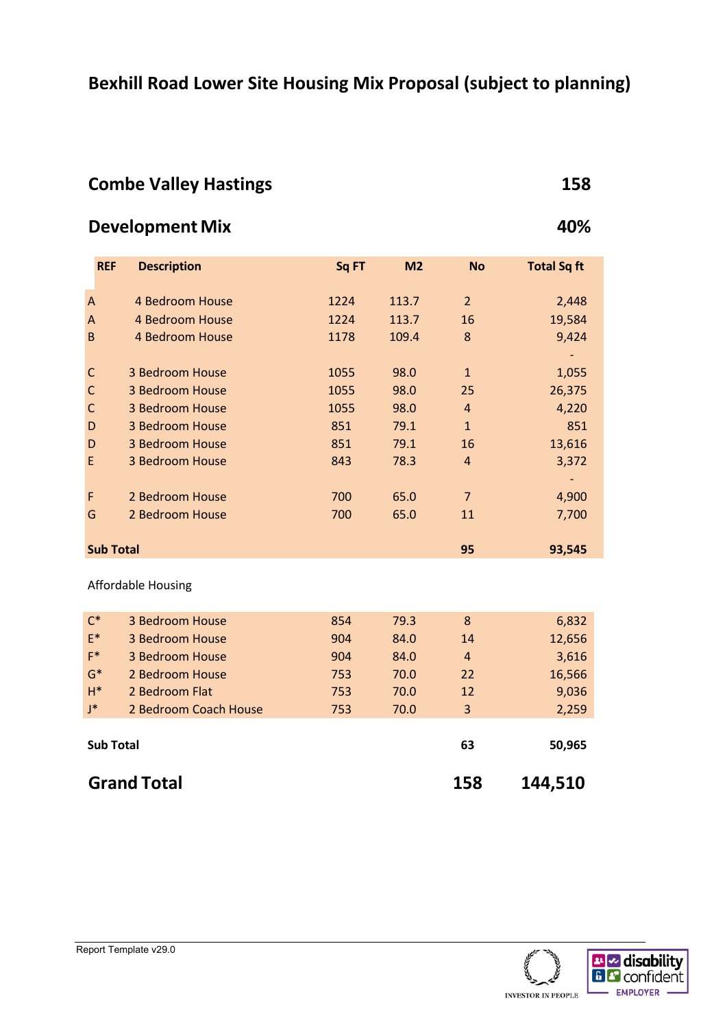# Bexhill Road Lower Site Housing Mix Proposal (subject to planning)

## Combe Valley Hastings 158

## Development Mix 40%

| REF | Description | Sq FT | M2 | No | Total Sq ft |
|---|---|---|---|---|---|
| A | 4 Bedroom House | 1224 | 113.7 | 2 | 2,448 |
| A | 4 Bedroom House | 1224 | 113.7 | 16 | 19,584 |
| B | 4 Bedroom House | 1178 | 109.4 | 8 | 9,424 |
| | | | | | - |
| C | 3 Bedroom House | 1055 | 98.0 | 1 | 1,055 |
| C | 3 Bedroom House | 1055 | 98.0 | 25 | 26,375 |
| C | 3 Bedroom House | 1055 | 98.0 | 4 | 4,220 |
| D | 3 Bedroom House | 851 | 79.1 | 1 | 851 |
| D | 3 Bedroom House | 851 | 79.1 | 16 | 13,616 |
| E | 3 Bedroom House | 843 | 78.3 | 4 | 3,372 |
| | | | | | - |
| F | 2 Bedroom House | 700 | 65.0 | 7 | 4,900 |
| G | 2 Bedroom House | 700 | 65.0 | 11 | 7,700 |
| **Sub Total** | | | | **95** | **93,545** |

Affordable Housing

| | | | | | |
|---|---|---|---|---|---|
| C* | 3 Bedroom House | 854 | 79.3 | 8 | 6,832 |
| E* | 3 Bedroom House | 904 | 84.0 | 14 | 12,656 |
| F* | 3 Bedroom House | 904 | 84.0 | 4 | 3,616 |
| G* | 2 Bedroom House | 753 | 70.0 | 22 | 16,566 |
| H* | 2 Bedroom Flat | 753 | 70.0 | 12 | 9,036 |
| J* | 2 Bedroom Coach House | 753 | 70.0 | 3 | 2,259 |
| **Sub Total** | | | | **63** | **50,965** |
| **Grand Total** | | | | **158** | **144,510** |

Report Template v29.0